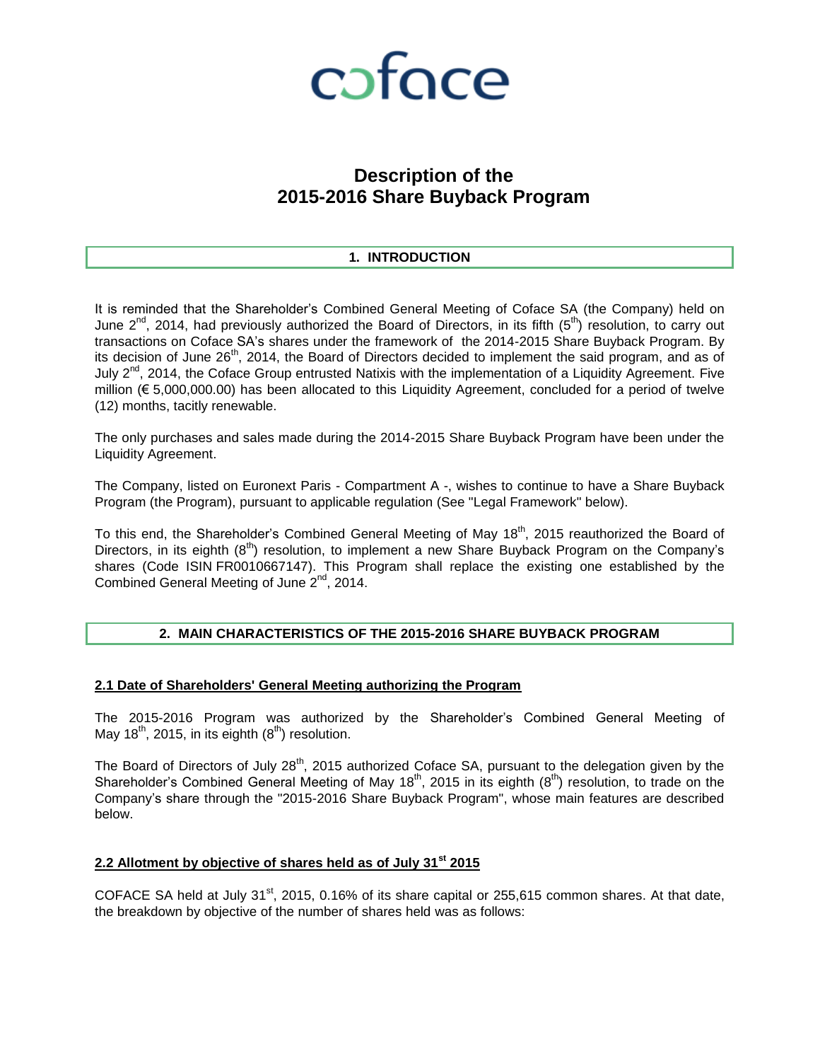coface

# Description of the 2015-2016 Share Buyback Program

## 1. INTRODUCTION

It is reminded that the Shareholder's Combined General Meeting of Coface SA (the Company) held on June 2nd, 2014, had previously authorized the Board of Directors, in its fifth (5th) resolution, to carry out transactions on Coface SA's shares under the framework of the 2014-2015 Share Buyback Program. By its decision of June 26th, 2014, the Board of Directors decided to implement the said program, and as of July 2nd, 2014, the Coface Group entrusted Natixis with the implementation of a Liquidity Agreement. Five million (€ 5,000,000.00) has been allocated to this Liquidity Agreement, concluded for a period of twelve (12) months, tacitly renewable.

The only purchases and sales made during the 2014-2015 Share Buyback Program have been under the Liquidity Agreement.

The Company, listed on Euronext Paris - Compartment A -, wishes to continue to have a Share Buyback Program (the Program), pursuant to applicable regulation (See "Legal Framework" below).

To this end, the Shareholder's Combined General Meeting of May 18th, 2015 reauthorized the Board of Directors, in its eighth (8th) resolution, to implement a new Share Buyback Program on the Company's shares (Code ISIN FR0010667147). This Program shall replace the existing one established by the Combined General Meeting of June 2nd, 2014.

## 2. MAIN CHARACTERISTICS OF THE 2015-2016 SHARE BUYBACK PROGRAM

### 2.1 Date of Shareholders' General Meeting authorizing the Program

The 2015-2016 Program was authorized by the Shareholder's Combined General Meeting of May 18th, 2015, in its eighth (8th) resolution.

The Board of Directors of July 28th, 2015 authorized Coface SA, pursuant to the delegation given by the Shareholder's Combined General Meeting of May 18th, 2015 in its eighth (8th) resolution, to trade on the Company's share through the "2015-2016 Share Buyback Program", whose main features are described below.

### 2.2 Allotment by objective of shares held as of July 31st 2015

COFACE SA held at July 31st, 2015, 0.16% of its share capital or 255,615 common shares. At that date, the breakdown by objective of the number of shares held was as follows: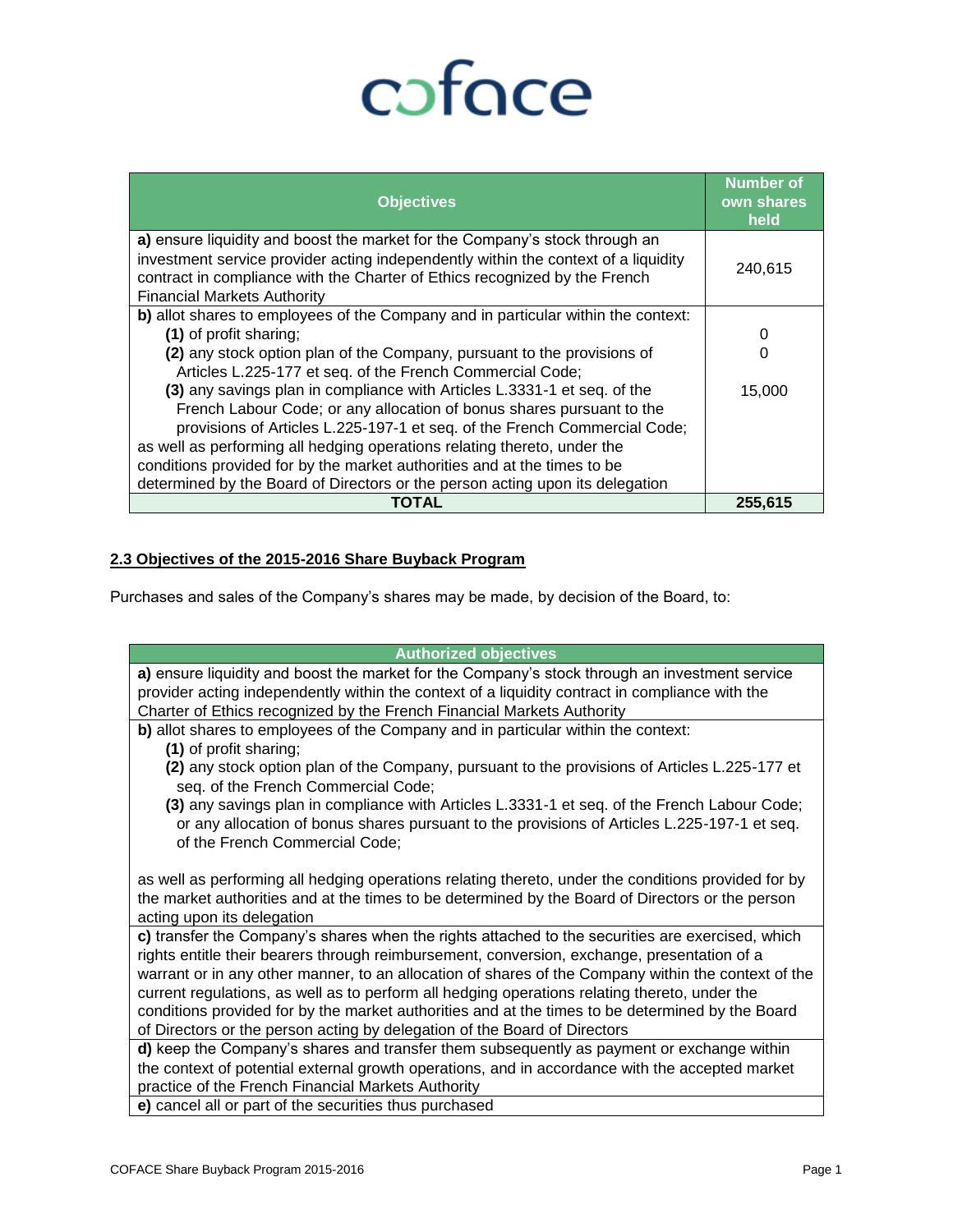| Objectives | Number of own shares held |
|---|---|
| **a)** ensure liquidity and boost the market for the Company's stock through an investment service provider acting independently within the context of a liquidity contract in compliance with the Charter of Ethics recognized by the French Financial Markets Authority | 240,615 |
| **b)** allot shares to employees of the Company and in particular within the context: | |
| **(1)** of profit sharing; | 0 |
| **(2)** any stock option plan of the Company, pursuant to the provisions of Articles L.225-177 et seq. of the French Commercial Code; | 0 |
| **(3)** any savings plan in compliance with Articles L.3331-1 et seq. of the French Labour Code; or any allocation of bonus shares pursuant to the provisions of Articles L.225-197-1 et seq. of the French Commercial Code; as well as performing all hedging operations relating thereto, under the conditions provided for by the market authorities and at the times to be determined by the Board of Directors or the person acting upon its delegation | 15,000 |
| **TOTAL** | **255,615** |

## 2.3 Objectives of the 2015-2016 Share Buyback Program

Purchases and sales of the Company's shares may be made, by decision of the Board, to:

| Authorized objectives |
|---|
| **a)** ensure liquidity and boost the market for the Company's stock through an investment service provider acting independently within the context of a liquidity contract in compliance with the Charter of Ethics recognized by the French Financial Markets Authority |
| **b)** allot shares to employees of the Company and in particular within the context: **(1)** of profit sharing; **(2)** any stock option plan of the Company, pursuant to the provisions of Articles L.225-177 et seq. of the French Commercial Code; **(3)** any savings plan in compliance with Articles L.3331-1 et seq. of the French Labour Code; or any allocation of bonus shares pursuant to the provisions of Articles L.225-197-1 et seq. of the French Commercial Code; as well as performing all hedging operations relating thereto, under the conditions provided for by the market authorities and at the times to be determined by the Board of Directors or the person acting upon its delegation |
| **c)** transfer the Company's shares when the rights attached to the securities are exercised, which rights entitle their bearers through reimbursement, conversion, exchange, presentation of a warrant or in any other manner, to an allocation of shares of the Company within the context of the current regulations, as well as to perform all hedging operations relating thereto, under the conditions provided for by the market authorities and at the times to be determined by the Board of Directors or the person acting by delegation of the Board of Directors |
| **d)** keep the Company's shares and transfer them subsequently as payment or exchange within the context of potential external growth operations, and in accordance with the accepted market practice of the French Financial Markets Authority |
| **e)** cancel all or part of the securities thus purchased |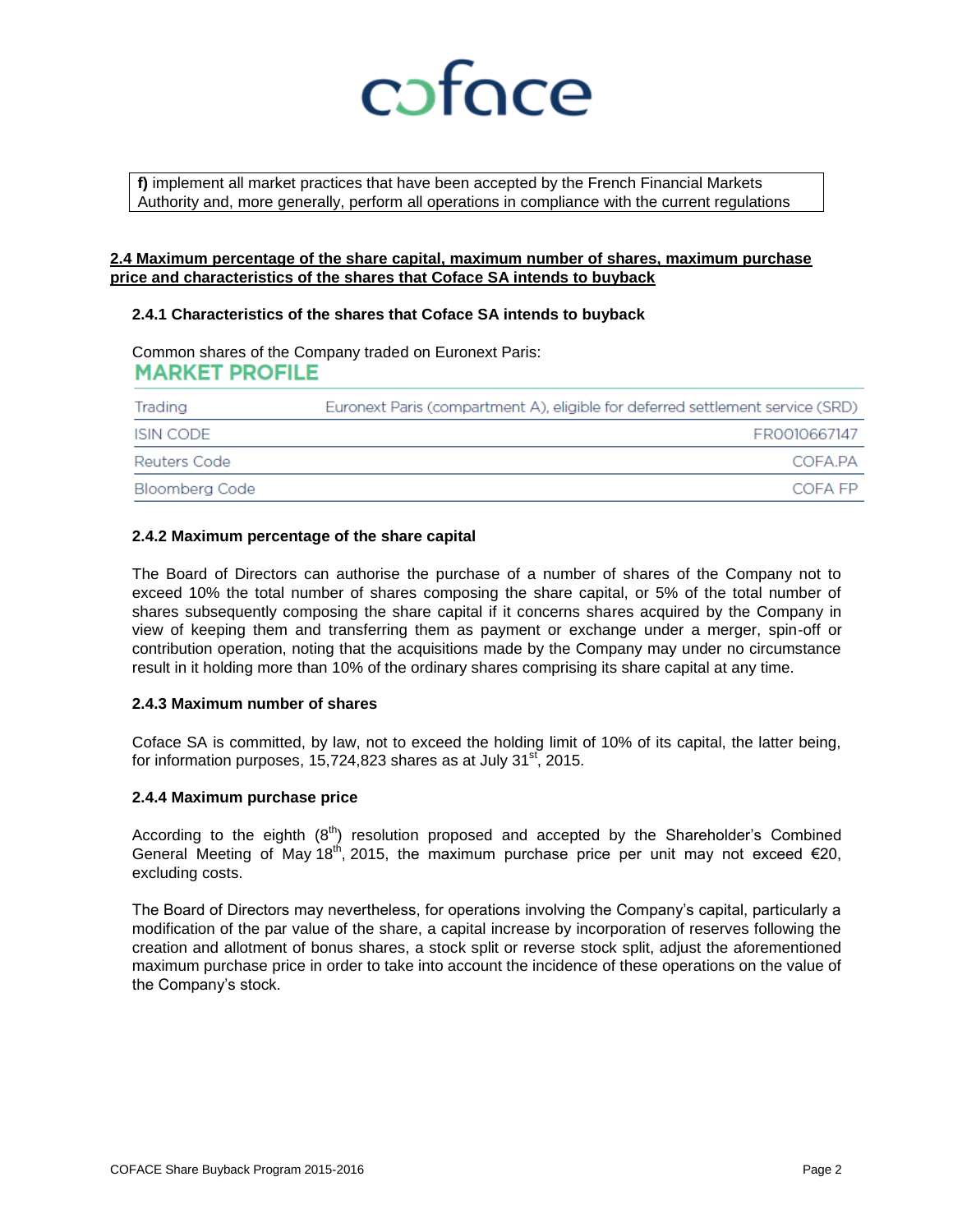**f)** implement all market practices that have been accepted by the French Financial Markets Authority and, more generally, perform all operations in compliance with the current regulations

## 2.4 Maximum percentage of the share capital, maximum number of shares, maximum purchase price and characteristics of the shares that Coface SA intends to buyback

### 2.4.1 Characteristics of the shares that Coface SA intends to buyback

Common shares of the Company traded on Euronext Paris:

**MARKET PROFILE**

| | |
|---|---|
| Trading | Euronext Paris (compartment A), eligible for deferred settlement service (SRD) |
| ISIN CODE | FR0010667147 |
| Reuters Code | COFA.PA |
| Bloomberg Code | COFA FP |

### 2.4.2 Maximum percentage of the share capital

The Board of Directors can authorise the purchase of a number of shares of the Company not to exceed 10% the total number of shares composing the share capital, or 5% of the total number of shares subsequently composing the share capital if it concerns shares acquired by the Company in view of keeping them and transferring them as payment or exchange under a merger, spin-off or contribution operation, noting that the acquisitions made by the Company may under no circumstance result in it holding more than 10% of the ordinary shares comprising its share capital at any time.

### 2.4.3 Maximum number of shares

Coface SA is committed, by law, not to exceed the holding limit of 10% of its capital, the latter being, for information purposes, 15,724,823 shares as at July 31st, 2015.

### 2.4.4 Maximum purchase price

According to the eighth (8th) resolution proposed and accepted by the Shareholder's Combined General Meeting of May 18th, 2015, the maximum purchase price per unit may not exceed €20, excluding costs.

The Board of Directors may nevertheless, for operations involving the Company's capital, particularly a modification of the par value of the share, a capital increase by incorporation of reserves following the creation and allotment of bonus shares, a stock split or reverse stock split, adjust the aforementioned maximum purchase price in order to take into account the incidence of these operations on the value of the Company's stock.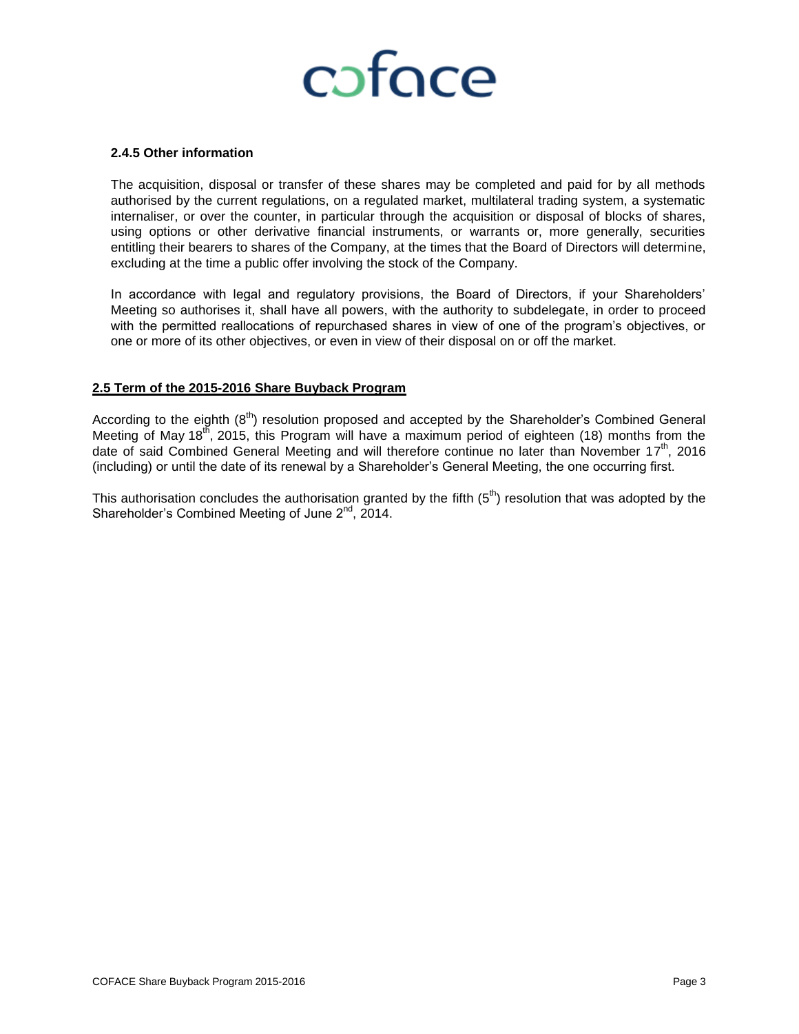#### 2.4.5 Other information

The acquisition, disposal or transfer of these shares may be completed and paid for by all methods authorised by the current regulations, on a regulated market, multilateral trading system, a systematic internaliser, or over the counter, in particular through the acquisition or disposal of blocks of shares, using options or other derivative financial instruments, or warrants or, more generally, securities entitling their bearers to shares of the Company, at the times that the Board of Directors will determine, excluding at the time a public offer involving the stock of the Company.

In accordance with legal and regulatory provisions, the Board of Directors, if your Shareholders' Meeting so authorises it, shall have all powers, with the authority to subdelegate, in order to proceed with the permitted reallocations of repurchased shares in view of one of the program's objectives, or one or more of its other objectives, or even in view of their disposal on or off the market.

### 2.5 Term of the 2015-2016 Share Buyback Program

According to the eighth (8th) resolution proposed and accepted by the Shareholder's Combined General Meeting of May 18th, 2015, this Program will have a maximum period of eighteen (18) months from the date of said Combined General Meeting and will therefore continue no later than November 17th, 2016 (including) or until the date of its renewal by a Shareholder's General Meeting, the one occurring first.

This authorisation concludes the authorisation granted by the fifth (5th) resolution that was adopted by the Shareholder's Combined Meeting of June 2nd, 2014.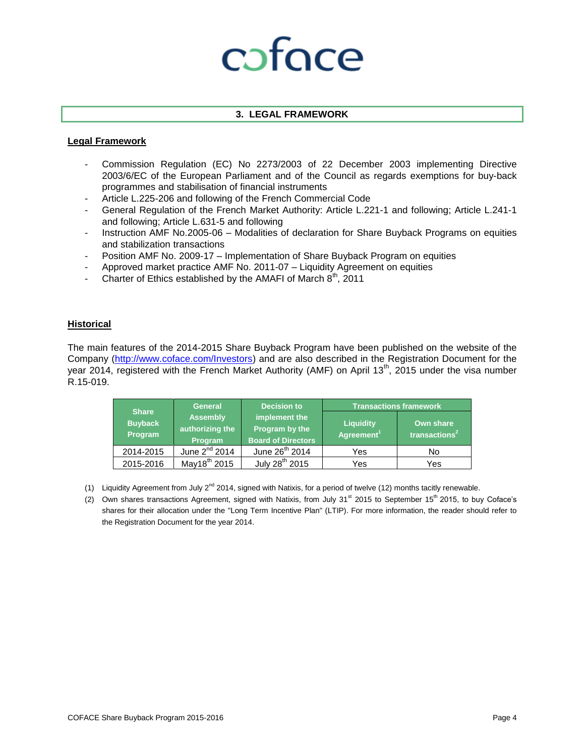# 3. LEGAL FRAMEWORK

## Legal Framework

- Commission Regulation (EC) No 2273/2003 of 22 December 2003 implementing Directive 2003/6/EC of the European Parliament and of the Council as regards exemptions for buy-back programmes and stabilisation of financial instruments
- Article L.225-206 and following of the French Commercial Code
- General Regulation of the French Market Authority: Article L.221-1 and following; Article L.241-1 and following; Article L.631-5 and following
- Instruction AMF No.2005-06 – Modalities of declaration for Share Buyback Programs on equities and stabilization transactions
- Position AMF No. 2009-17 – Implementation of Share Buyback Program on equities
- Approved market practice AMF No. 2011-07 – Liquidity Agreement on equities
- Charter of Ethics established by the AMAFI of March 8th, 2011

## Historical

The main features of the 2014-2015 Share Buyback Program have been published on the website of the Company (http://www.coface.com/Investors) and are also described in the Registration Document for the year 2014, registered with the French Market Authority (AMF) on April 13th, 2015 under the visa number R.15-019.

| Share Buyback Program | General Assembly authorizing the Program | Decision to implement the Program by the Board of Directors | Transactions framework | |
|---|---|---|---|---|
| | | | Liquidity Agreement[1] | Own share transactions[2] |
| 2014-2015 | June 2nd 2014 | June 26th 2014 | Yes | No |
| 2015-2016 | May18th 2015 | July 28th 2015 | Yes | Yes |

(1) Liquidity Agreement from July 2nd 2014, signed with Natixis, for a period of twelve (12) months tacitly renewable.

(2) Own shares transactions Agreement, signed with Natixis, from July 31st 2015 to September 15th 2015, to buy Coface's shares for their allocation under the "Long Term Incentive Plan" (LTIP). For more information, the reader should refer to the Registration Document for the year 2014.